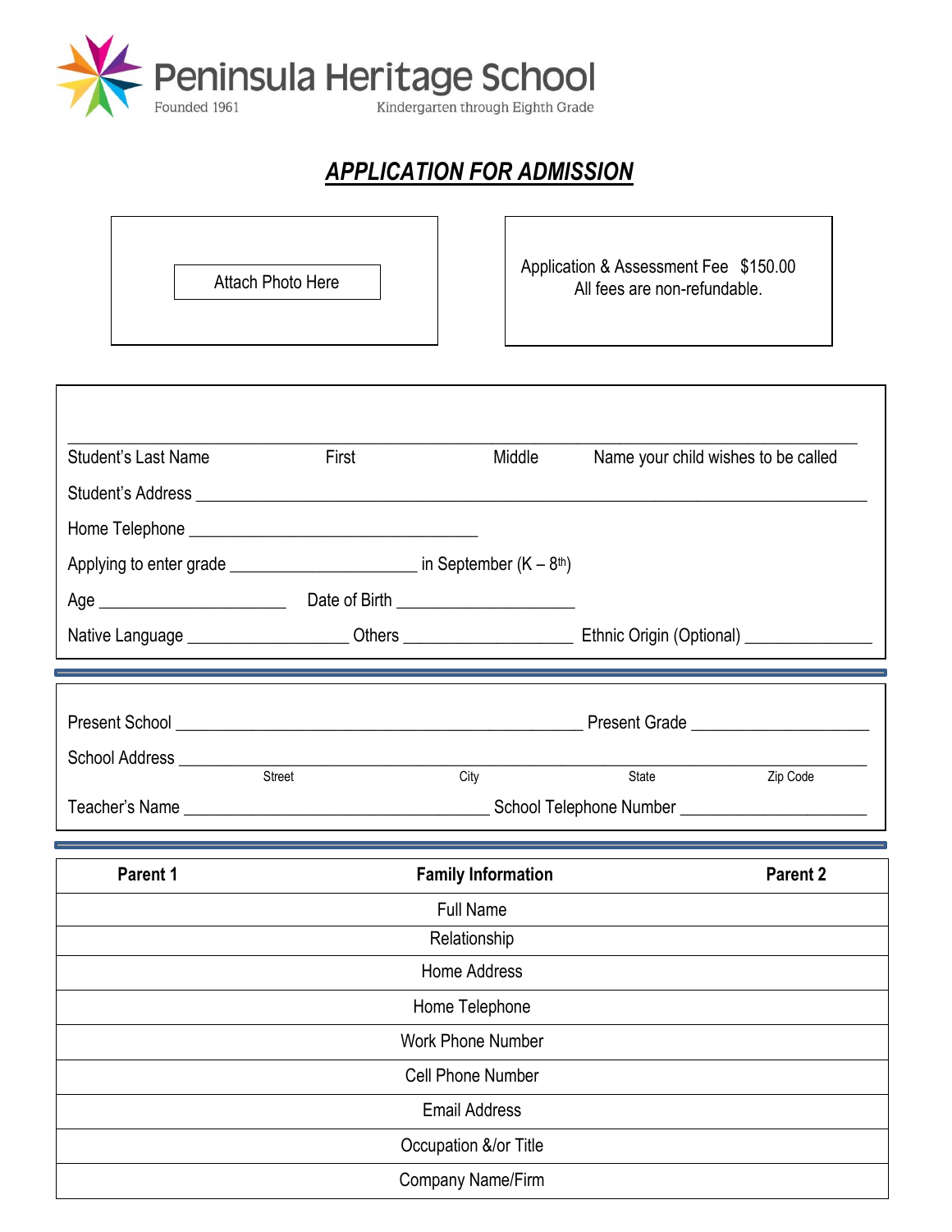# Peninsula Heritage School

Founded 1961

Kindergarten through Eighth Grade

## *APPLICATION FOR ADMISSION*

Attach Photo Here

Application & Assessment Fee $150.00
All fees are non-refundable.

\_\_\_\_\_\_\_\_\_\_\_\_\_\_\_\_\_\_\_\_\_\_\_\_\_\_\_\_\_\_\_\_\_\_\_\_\_\_\_\_\_\_\_\_\_\_\_\_\_\_\_\_\_\_\_\_\_\_\_\_\_\_\_\_\_\_\_\_\_\_\_\_

Student's Last Name First Middle Name your child wishes to be called

Student's Address \_\_\_\_\_\_\_\_\_\_\_\_\_\_\_\_\_\_\_\_\_\_\_\_\_\_\_\_\_\_\_\_\_\_\_\_\_\_\_\_\_\_\_\_\_\_\_\_\_\_\_\_\_\_\_\_\_\_

Home Telephone \_\_\_\_\_\_\_\_\_\_\_\_\_\_\_\_\_\_\_\_\_\_\_\_\_\_\_\_\_\_

Applying to enter grade \_\_\_\_\_\_\_\_\_\_\_\_\_\_\_\_\_\_\_\_ in September (K – 8th)

Age \_\_\_\_\_\_\_\_\_\_\_\_\_\_\_\_\_\_\_\_ Date of Birth \_\_\_\_\_\_\_\_\_\_\_\_\_\_\_\_\_\_\_\_

Native Language \_\_\_\_\_\_\_\_\_\_\_\_\_\_\_\_\_\_ Others \_\_\_\_\_\_\_\_\_\_\_\_\_\_\_\_\_\_ Ethnic Origin (Optional) \_\_\_\_\_\_\_\_\_\_\_\_\_\_

---

Present School \_\_\_\_\_\_\_\_\_\_\_\_\_\_\_\_\_\_\_\_\_\_\_\_\_\_\_\_\_\_\_\_\_\_\_\_\_\_\_\_\_\_\_ Present Grade \_\_\_\_\_\_\_\_\_\_\_\_\_\_\_\_\_\_\_\_

School Address \_\_\_\_\_\_\_\_\_\_\_\_\_\_\_\_\_\_\_\_\_\_\_\_\_\_\_\_\_\_\_\_\_\_\_\_\_\_\_\_\_\_\_\_\_\_\_\_\_\_\_\_\_\_\_\_\_\_\_\_\_\_\_\_\_\_\_\_
Street City State Zip Code

Teacher's Name \_\_\_\_\_\_\_\_\_\_\_\_\_\_\_\_\_\_\_\_\_\_\_\_\_\_\_\_\_\_\_\_\_\_ School Telephone Number \_\_\_\_\_\_\_\_\_\_\_\_\_\_\_\_\_\_\_\_

---

| Parent 1 | Family Information | Parent 2 |
|---|---|---|
| | Full Name | |
| | Relationship | |
| | Home Address | |
| | Home Telephone | |
| | Work Phone Number | |
| | Cell Phone Number | |
| | Email Address | |
| | Occupation &/or Title | |
| | Company Name/Firm | |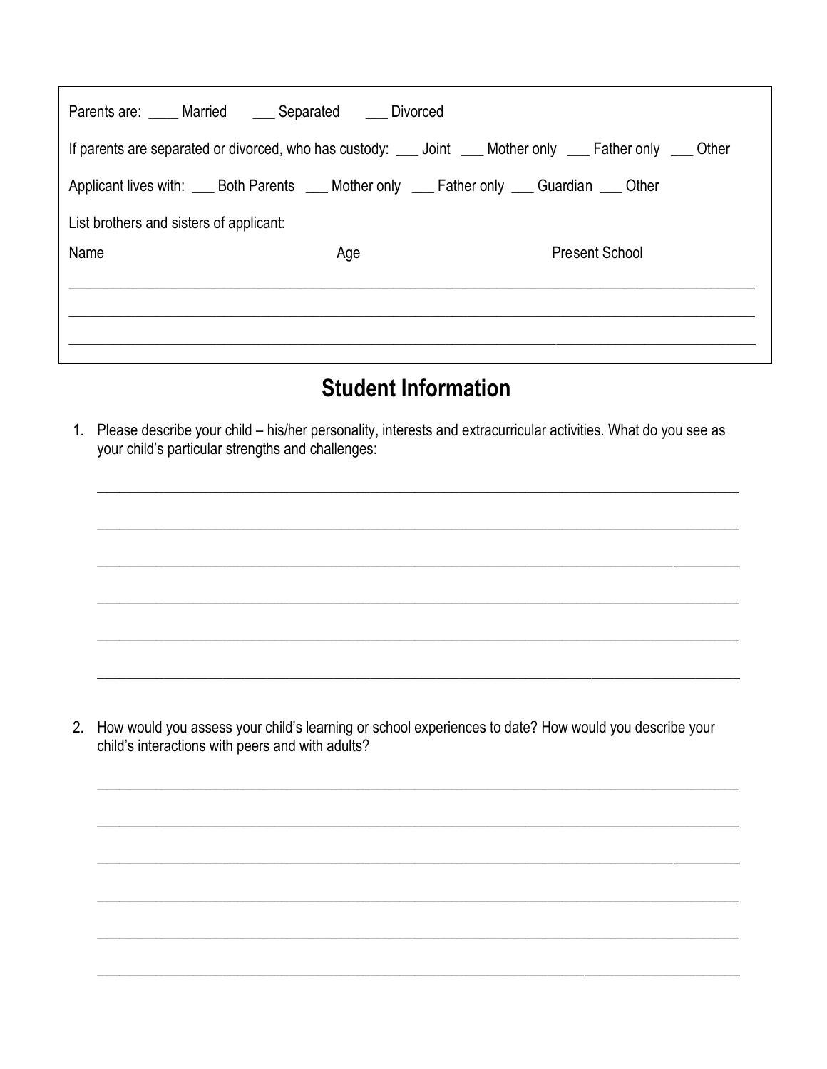Parents are: ____ Married ___ Separated ___ Divorced

If parents are separated or divorced, who has custody: ___ Joint ___ Mother only ___ Father only ___ Other

Applicant lives with: ___ Both Parents ___ Mother only ___ Father only ___ Guardian ___ Other

List brothers and sisters of applicant:

| Name | Age | Present School |
|---|---|---|
| | | |
| | | |
| | | |

## Student Information

1. Please describe your child – his/her personality, interests and extracurricular activities. What do you see as your child's particular strengths and challenges:

______________________________________________________________________________

______________________________________________________________________________

______________________________________________________________________________

______________________________________________________________________________

______________________________________________________________________________

______________________________________________________________________________

2. How would you assess your child's learning or school experiences to date? How would you describe your child's interactions with peers and with adults?

______________________________________________________________________________

______________________________________________________________________________

______________________________________________________________________________

______________________________________________________________________________

______________________________________________________________________________

______________________________________________________________________________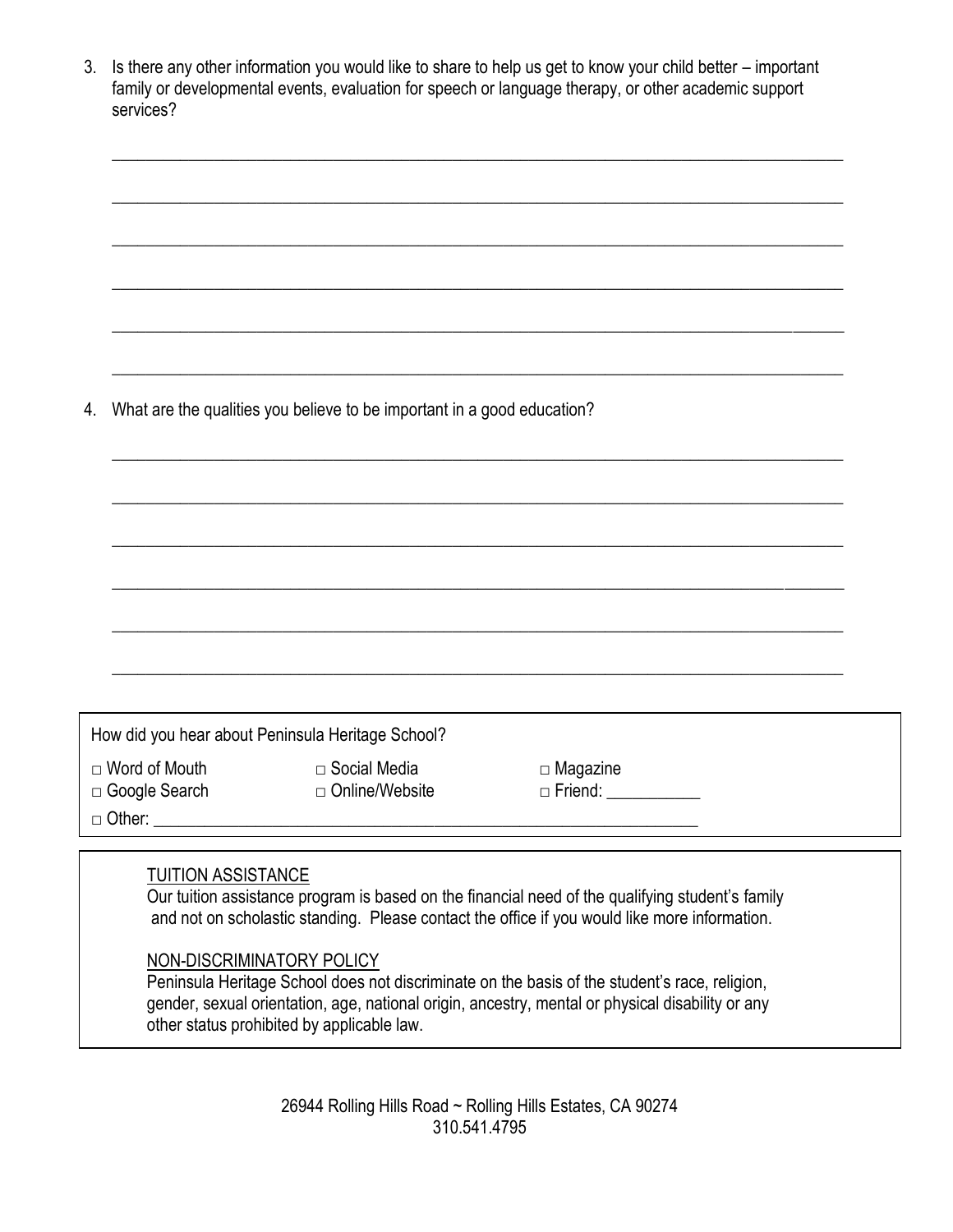3. Is there any other information you would like to share to help us get to know your child better – important family or developmental events, evaluation for speech or language therapy, or other academic support services?

_______________________________________________________________________________

_______________________________________________________________________________

_______________________________________________________________________________

_______________________________________________________________________________

_______________________________________________________________________________

_______________________________________________________________________________

4. What are the qualities you believe to be important in a good education?

_______________________________________________________________________________

_______________________________________________________________________________

_______________________________________________________________________________

_______________________________________________________________________________

_______________________________________________________________________________

_______________________________________________________________________________

How did you hear about Peninsula Heritage School?

□ Word of Mouth □ Social Media □ Magazine
□ Google Search □ Online/Website □ Friend: ___________
□ Other: ________________________________________________________________

TUITION ASSISTANCE

Our tuition assistance program is based on the financial need of the qualifying student's family and not on scholastic standing. Please contact the office if you would like more information.

NON-DISCRIMINATORY POLICY

Peninsula Heritage School does not discriminate on the basis of the student's race, religion, gender, sexual orientation, age, national origin, ancestry, mental or physical disability or any other status prohibited by applicable law.

26944 Rolling Hills Road ~ Rolling Hills Estates, CA 90274
310.541.4795